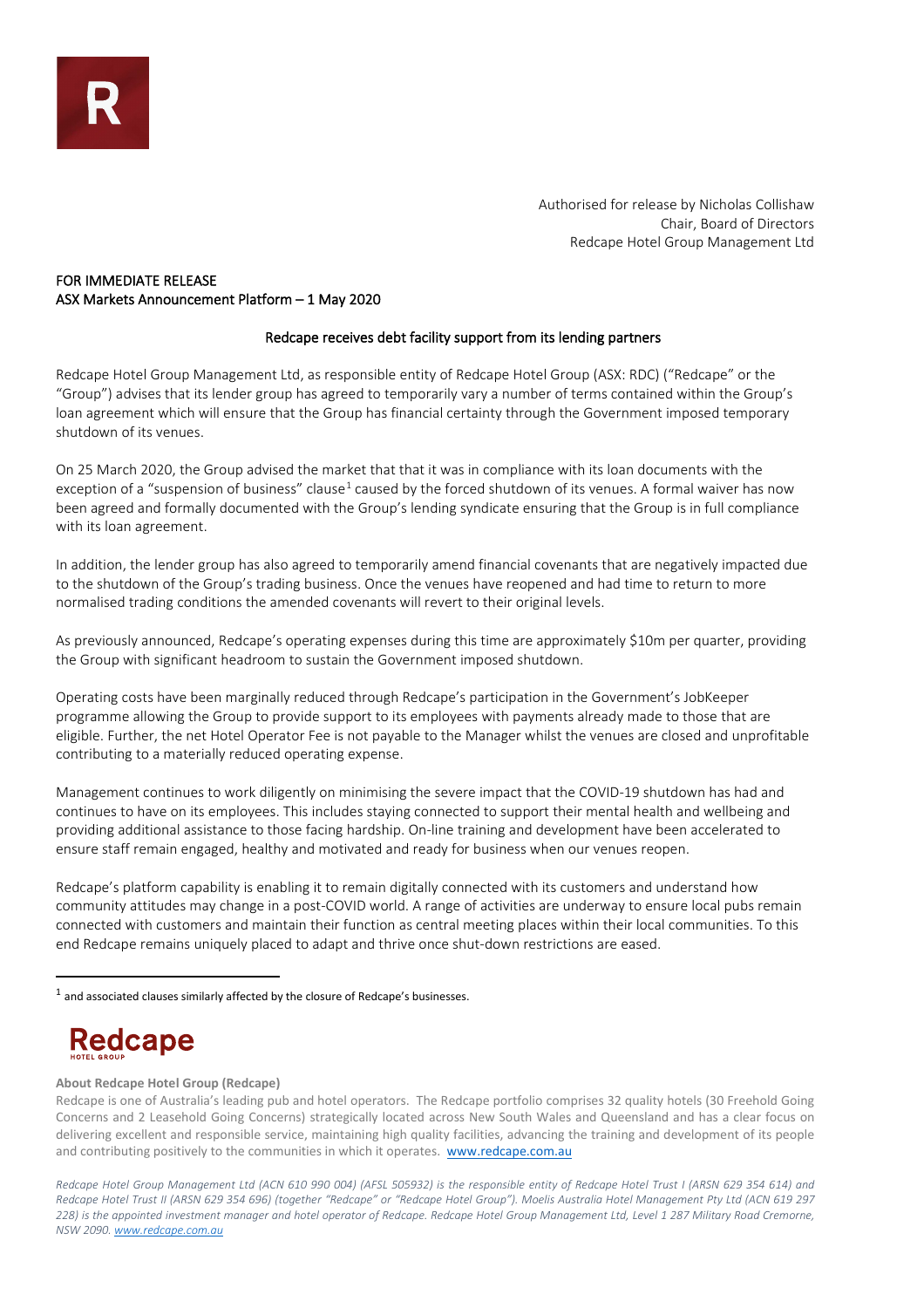Authorised for release by Nicholas Collishaw
Chair, Board of Directors
Redcape Hotel Group Management Ltd

FOR IMMEDIATE RELEASE
ASX Markets Announcement Platform – 1 May 2020

## Redcape receives debt facility support from its lending partners

Redcape Hotel Group Management Ltd, as responsible entity of Redcape Hotel Group (ASX: RDC) ("Redcape" or the "Group") advises that its lender group has agreed to temporarily vary a number of terms contained within the Group's loan agreement which will ensure that the Group has financial certainty through the Government imposed temporary shutdown of its venues.

On 25 March 2020, the Group advised the market that that it was in compliance with its loan documents with the exception of a "suspension of business" clause[1] caused by the forced shutdown of its venues. A formal waiver has now been agreed and formally documented with the Group's lending syndicate ensuring that the Group is in full compliance with its loan agreement.

In addition, the lender group has also agreed to temporarily amend financial covenants that are negatively impacted due to the shutdown of the Group's trading business. Once the venues have reopened and had time to return to more normalised trading conditions the amended covenants will revert to their original levels.

As previously announced, Redcape's operating expenses during this time are approximately $10m per quarter, providing the Group with significant headroom to sustain the Government imposed shutdown.

Operating costs have been marginally reduced through Redcape's participation in the Government's JobKeeper programme allowing the Group to provide support to its employees with payments already made to those that are eligible. Further, the net Hotel Operator Fee is not payable to the Manager whilst the venues are closed and unprofitable contributing to a materially reduced operating expense.

Management continues to work diligently on minimising the severe impact that the COVID-19 shutdown has had and continues to have on its employees. This includes staying connected to support their mental health and wellbeing and providing additional assistance to those facing hardship. On-line training and development have been accelerated to ensure staff remain engaged, healthy and motivated and ready for business when our venues reopen.

Redcape's platform capability is enabling it to remain digitally connected with its customers and understand how community attitudes may change in a post-COVID world. A range of activities are underway to ensure local pubs remain connected with customers and maintain their function as central meeting places within their local communities. To this end Redcape remains uniquely placed to adapt and thrive once shut-down restrictions are eased.

[1] and associated clauses similarly affected by the closure of Redcape's businesses.

**About Redcape Hotel Group (Redcape)**

Redcape is one of Australia's leading pub and hotel operators. The Redcape portfolio comprises 32 quality hotels (30 Freehold Going Concerns and 2 Leasehold Going Concerns) strategically located across New South Wales and Queensland and has a clear focus on delivering excellent and responsible service, maintaining high quality facilities, advancing the training and development of its people and contributing positively to the communities in which it operates. www.redcape.com.au

*Redcape Hotel Group Management Ltd (ACN 610 990 004) (AFSL 505932) is the responsible entity of Redcape Hotel Trust I (ARSN 629 354 614) and Redcape Hotel Trust II (ARSN 629 354 696) (together "Redcape" or "Redcape Hotel Group"). Moelis Australia Hotel Management Pty Ltd (ACN 619 297 228) is the appointed investment manager and hotel operator of Redcape. Redcape Hotel Group Management Ltd, Level 1 287 Military Road Cremorne, NSW 2090. www.redcape.com.au*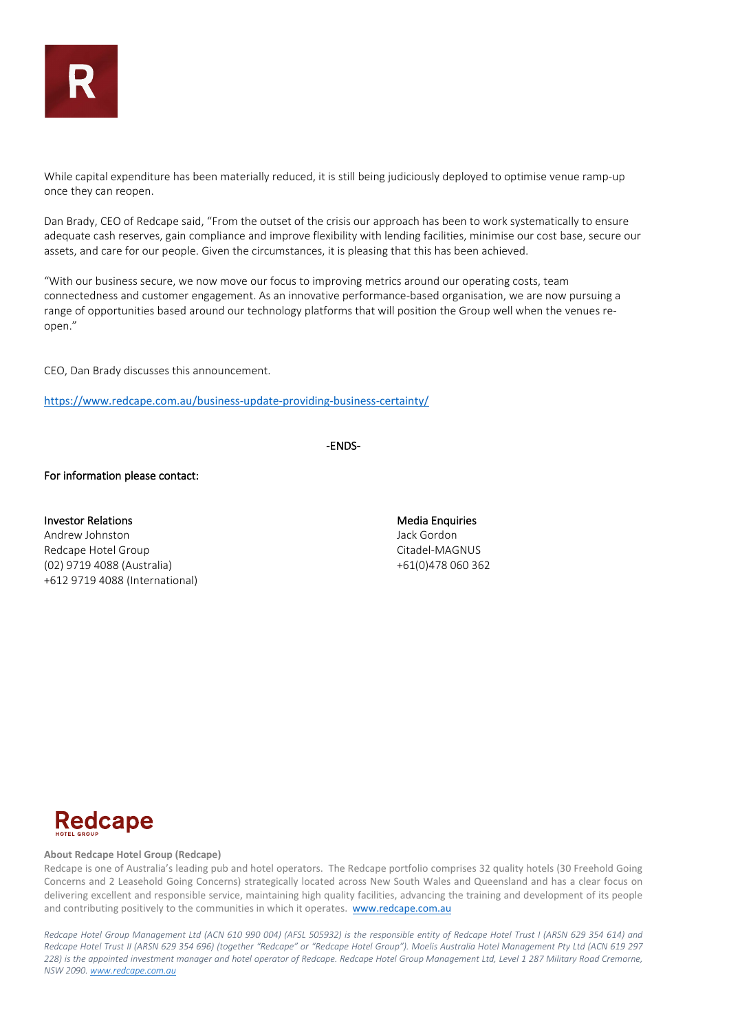While capital expenditure has been materially reduced, it is still being judiciously deployed to optimise venue ramp-up once they can reopen.

Dan Brady, CEO of Redcape said, "From the outset of the crisis our approach has been to work systematically to ensure adequate cash reserves, gain compliance and improve flexibility with lending facilities, minimise our cost base, secure our assets, and care for our people. Given the circumstances, it is pleasing that this has been achieved.

"With our business secure, we now move our focus to improving metrics around our operating costs, team connectedness and customer engagement. As an innovative performance-based organisation, we are now pursuing a range of opportunities based around our technology platforms that will position the Group well when the venues re-open."

CEO, Dan Brady discusses this announcement.

https://www.redcape.com.au/business-update-providing-business-certainty/

-ENDS-

For information please contact:

**Investor Relations**
Andrew Johnston
Redcape Hotel Group
(02) 9719 4088 (Australia)
+612 9719 4088 (International)

**Media Enquiries**
Jack Gordon
Citadel-MAGNUS
+61(0)478 060 362

**About Redcape Hotel Group (Redcape)**

Redcape is one of Australia's leading pub and hotel operators. The Redcape portfolio comprises 32 quality hotels (30 Freehold Going Concerns and 2 Leasehold Going Concerns) strategically located across New South Wales and Queensland and has a clear focus on delivering excellent and responsible service, maintaining high quality facilities, advancing the training and development of its people and contributing positively to the communities in which it operates. www.redcape.com.au

*Redcape Hotel Group Management Ltd (ACN 610 990 004) (AFSL 505932) is the responsible entity of Redcape Hotel Trust I (ARSN 629 354 614) and Redcape Hotel Trust II (ARSN 629 354 696) (together "Redcape" or "Redcape Hotel Group"). Moelis Australia Hotel Management Pty Ltd (ACN 619 297 228) is the appointed investment manager and hotel operator of Redcape. Redcape Hotel Group Management Ltd, Level 1 287 Military Road Cremorne, NSW 2090. www.redcape.com.au*